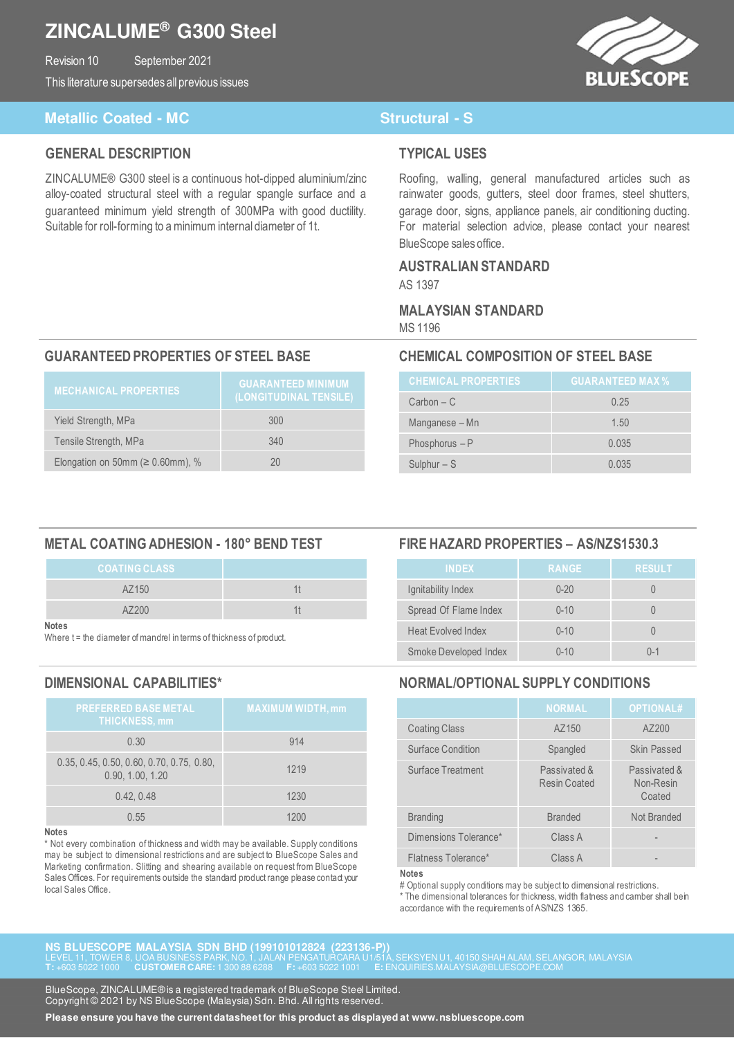# ZINCALUME® G300 Steel

Revision 10 September 2021

This literature supersedes all previous issues

BLUESCOPE

## Metallic Coated - MC

## Structural - S

## GENERAL DESCRIPTION

ZINCALUME® G300 steel is a continuous hot-dipped aluminium/zinc alloy-coated structural steel with a regular spangle surface and a guaranteed minimum yield strength of 300MPa with good ductility. Suitable for roll-forming to a minimum internal diameter of 1t.

## TYPICAL USES

Roofing, walling, general manufactured articles such as rainwater goods, gutters, steel door frames, steel shutters, garage door, signs, appliance panels, air conditioning ducting. For material selection advice, please contact your nearest BlueScope sales office.

## AUSTRALIAN STANDARD

AS 1397

## MALAYSIAN STANDARD

MS 1196

## GUARANTEED PROPERTIES OF STEEL BASE

| MECHANICAL PROPERTIES | GUARANTEED MINIMUM (LONGITUDINAL TENSILE) |
|---|---|
| Yield Strength, MPa | 300 |
| Tensile Strength, MPa | 340 |
| Elongation on 50mm (≥ 0.60mm), % | 20 |

## CHEMICAL COMPOSITION OF STEEL BASE

| CHEMICAL PROPERTIES | GUARANTEED MAX % |
|---|---|
| Carbon – C | 0.25 |
| Manganese – Mn | 1.50 |
| Phosphorus – P | 0.035 |
| Sulphur – S | 0.035 |

## METAL COATING ADHESION - 180° BEND TEST

| COATING CLASS | |
|---|---|
| AZ150 | 1t |
| AZ200 | 1t |

**Notes**

Where t = the diameter of mandrel in terms of thickness of product.

## FIRE HAZARD PROPERTIES – AS/NZS1530.3

| INDEX | RANGE | RESULT |
|---|---|---|
| Ignitability Index | 0-20 | 0 |
| Spread Of Flame Index | 0-10 | 0 |
| Heat Evolved Index | 0-10 | 0 |
| Smoke Developed Index | 0-10 | 0-1 |

## DIMENSIONAL CAPABILITIES*

| PREFERRED BASE METAL THICKNESS, mm | MAXIMUM WIDTH, mm |
|---|---|
| 0.30 | 914 |
| 0.35, 0.45, 0.50, 0.60, 0.70, 0.75, 0.80, 0.90, 1.00, 1.20 | 1219 |
| 0.42, 0.48 | 1230 |
| 0.55 | 1200 |

**Notes**

* Not every combination of thickness and width may be available. Supply conditions may be subject to dimensional restrictions and are subject to BlueScope Sales and Marketing confirmation. Slitting and shearing available on request from BlueScope Sales Offices. For requirements outside the standard product range please contact your local Sales Office.

## NORMAL/OPTIONAL SUPPLY CONDITIONS

| | NORMAL | OPTIONAL# |
|---|---|---|
| Coating Class | AZ150 | AZ200 |
| Surface Condition | Spangled | Skin Passed |
| Surface Treatment | Passivated & Resin Coated | Passivated & Non-Resin Coated |
| Branding | Branded | Not Branded |
| Dimensions Tolerance* | Class A | - |
| Flatness Tolerance* | Class A | - |

**Notes**

# Optional supply conditions may be subject to dimensional restrictions.

* The dimensional tolerances for thickness, width flatness and camber shall be in accordance with the requirements of AS/NZS 1365.

**NS BLUESCOPE MALAYSIA SDN BHD (199101012824 (223136-P))**
LEVEL 11, TOWER 8, UOA BUSINESS PARK, NO. 1, JALAN PENGATURCARA U1/51A, SEKSYEN U1, 40150 SHAH ALAM, SELANGOR, MALAYSIA
**T:** +603 5022 1000 **CUSTOMER CARE:** 1 300 88 6288 **F:** +603 5022 1001 **E:** ENQUIRIES.MALAYSIA@BLUESCOPE.COM

BlueScope, ZINCALUME® is a registered trademark of BlueScope Steel Limited.
Copyright © 2021 by NS BlueScope (Malaysia) Sdn. Bhd. All rights reserved.

**Please ensure you have the current datasheet for this product as displayed at www.nsbluescope.com**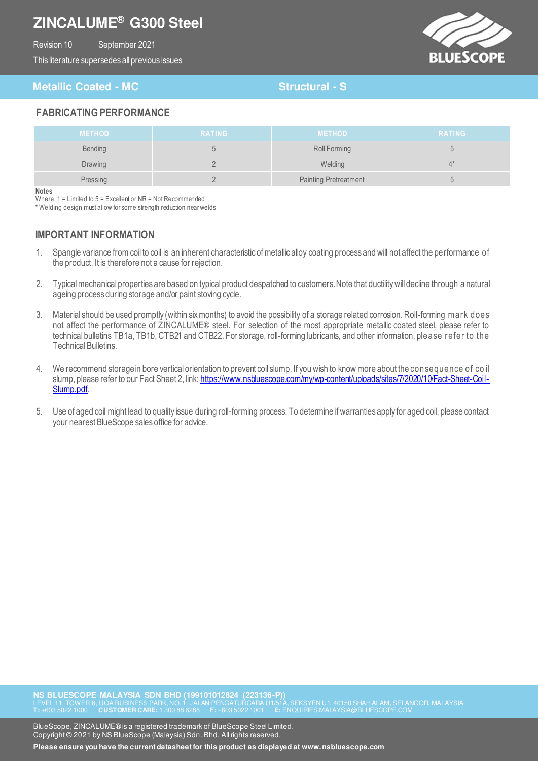# ZINCALUME® G300 Steel

Revision 10 September 2021

This literature supersedes all previous issues

**Metallic Coated - MC** **Structural - S**

## FABRICATING PERFORMANCE

| METHOD | RATING | METHOD | RATING |
|---|---|---|---|
| Bending | 5 | Roll Forming | 5 |
| Drawing | 2 | Welding | 4* |
| Pressing | 2 | Painting Pretreatment | 5 |

**Notes**
Where: 1 = Limited to 5 = Excellent or NR = Not Recommended
* Welding design must allow for some strength reduction near welds

## IMPORTANT INFORMATION

1. Spangle variance from coil to coil is an inherent characteristic of metallic alloy coating process and will not affect the performance of the product. It is therefore not a cause for rejection.

2. Typical mechanical properties are based on typical product despatched to customers. Note that ductility will decline through a natural ageing process during storage and/or paint stoving cycle.

3. Material should be used promptly (within six months) to avoid the possibility of a storage related corrosion. Roll-forming mark does not affect the performance of ZINCALUME® steel. For selection of the most appropriate metallic coated steel, please refer to technical bulletins TB1a, TB1b, CTB21 and CTB22. For storage, roll-forming lubricants, and other information, please refer to the Technical Bulletins.

4. We recommend storage in bore vertical orientation to prevent coil slump. If you wish to know more about the consequence of coil slump, please refer to our Fact Sheet 2, link: https://www.nsbluescope.com/my/wp-content/uploads/sites/7/2020/10/Fact-Sheet-Coil-Slump.pdf.

5. Use of aged coil might lead to quality issue during roll-forming process. To determine if warranties apply for aged coil, please contact your nearest BlueScope sales office for advice.

**NS BLUESCOPE MALAYSIA SDN BHD (199101012824 (223136-P))**
LEVEL 11, TOWER 8, UOA BUSINESS PARK, NO. 1, JALAN PENGATURCARA U1/51A, SEKSYEN U1, 40150 SHAH ALAM, SELANGOR, MALAYSIA
**T:** +603 5022 1000 **CUSTOMER CARE:** 1 300 88 6288 **F:** +603 5022 1001 **E:** ENQUIRIES.MALAYSIA@BLUESCOPE.COM

BlueScope, ZINCALUME® is a registered trademark of BlueScope Steel Limited.
Copyright © 2021 by NS BlueScope (Malaysia) Sdn. Bhd. All rights reserved.

**Please ensure you have the current datasheet for this product as displayed at www.nsbluescope.com**